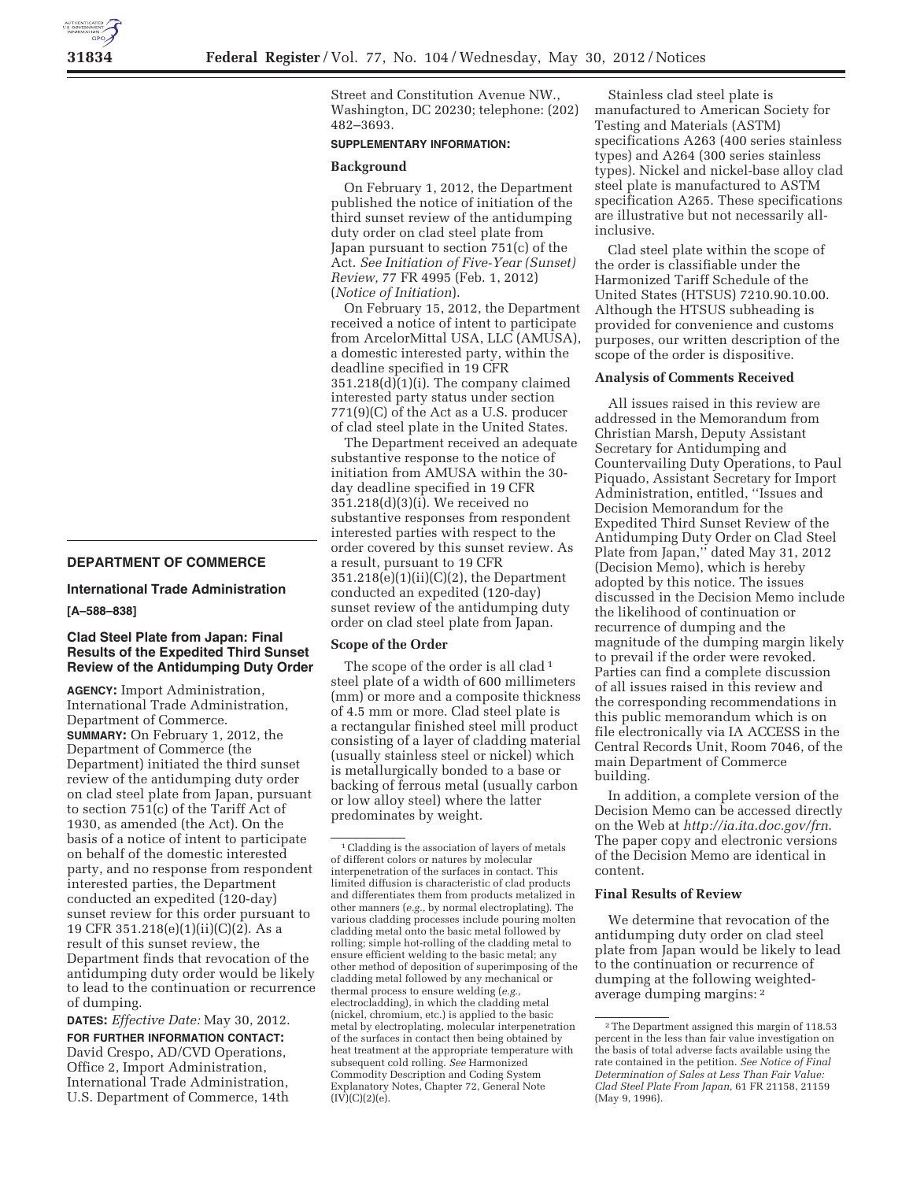## DEPARTMENT OF COMMERCE

### International Trade Administration

**[A–588–838]**

### Clad Steel Plate from Japan: Final Results of the Expedited Third Sunset Review of the Antidumping Duty Order

**AGENCY:** Import Administration, International Trade Administration, Department of Commerce.

**SUMMARY:** On February 1, 2012, the Department of Commerce (the Department) initiated the third sunset review of the antidumping duty order on clad steel plate from Japan, pursuant to section 751(c) of the Tariff Act of 1930, as amended (the Act). On the basis of a notice of intent to participate on behalf of the domestic interested party, and no response from respondent interested parties, the Department conducted an expedited (120-day) sunset review for this order pursuant to 19 CFR 351.218(e)(1)(ii)(C)(2). As a result of this sunset review, the Department finds that revocation of the antidumping duty order would be likely to lead to the continuation or recurrence of dumping.

**DATES:** *Effective Date:* May 30, 2012.

**FOR FURTHER INFORMATION CONTACT:** David Crespo, AD/CVD Operations, Office 2, Import Administration, International Trade Administration, U.S. Department of Commerce, 14th Street and Constitution Avenue NW., Washington, DC 20230; telephone: (202) 482–3693.

**SUPPLEMENTARY INFORMATION:**

**Background**

On February 1, 2012, the Department published the notice of initiation of the third sunset review of the antidumping duty order on clad steel plate from Japan pursuant to section 751(c) of the Act. *See Initiation of Five-Year (Sunset) Review,* 77 FR 4995 (Feb. 1, 2012) (*Notice of Initiation*).

On February 15, 2012, the Department received a notice of intent to participate from ArcelorMittal USA, LLC (AMUSA), a domestic interested party, within the deadline specified in 19 CFR 351.218(d)(1)(i). The company claimed interested party status under section 771(9)(C) of the Act as a U.S. producer of clad steel plate in the United States.

The Department received an adequate substantive response to the notice of initiation from AMUSA within the 30-day deadline specified in 19 CFR 351.218(d)(3)(i). We received no substantive responses from respondent interested parties with respect to the order covered by this sunset review. As a result, pursuant to 19 CFR 351.218(e)(1)(ii)(C)(2), the Department conducted an expedited (120-day) sunset review of the antidumping duty order on clad steel plate from Japan.

**Scope of the Order**

The scope of the order is all clad[1] steel plate of a width of 600 millimeters (mm) or more and a composite thickness of 4.5 mm or more. Clad steel plate is a rectangular finished steel mill product consisting of a layer of cladding material (usually stainless steel or nickel) which is metallurgically bonded to a base or backing of ferrous metal (usually carbon or low alloy steel) where the latter predominates by weight.

Stainless clad steel plate is manufactured to American Society for Testing and Materials (ASTM) specifications A263 (400 series stainless types) and A264 (300 series stainless types). Nickel and nickel-base alloy clad steel plate is manufactured to ASTM specification A265. These specifications are illustrative but not necessarily all-inclusive.

Clad steel plate within the scope of the order is classifiable under the Harmonized Tariff Schedule of the United States (HTSUS) 7210.90.10.00. Although the HTSUS subheading is provided for convenience and customs purposes, our written description of the scope of the order is dispositive.

**Analysis of Comments Received**

All issues raised in this review are addressed in the Memorandum from Christian Marsh, Deputy Assistant Secretary for Antidumping and Countervailing Duty Operations, to Paul Piquado, Assistant Secretary for Import Administration, entitled, ''Issues and Decision Memorandum for the Expedited Third Sunset Review of the Antidumping Duty Order on Clad Steel Plate from Japan,'' dated May 31, 2012 (Decision Memo), which is hereby adopted by this notice. The issues discussed in the Decision Memo include the likelihood of continuation or recurrence of dumping and the magnitude of the dumping margin likely to prevail if the order were revoked. Parties can find a complete discussion of all issues raised in this review and the corresponding recommendations in this public memorandum which is on file electronically via IA ACCESS in the Central Records Unit, Room 7046, of the main Department of Commerce building.

In addition, a complete version of the Decision Memo can be accessed directly on the Web at *http://ia.ita.doc.gov/frn*. The paper copy and electronic versions of the Decision Memo are identical in content.

**Final Results of Review**

We determine that revocation of the antidumping duty order on clad steel plate from Japan would be likely to lead to the continuation or recurrence of dumping at the following weighted-average dumping margins:[2]

[1] Cladding is the association of layers of metals of different colors or natures by molecular interpenetration of the surfaces in contact. This limited diffusion is characteristic of clad products and differentiates them from products metalized in other manners (*e.g.,* by normal electroplating). The various cladding processes include pouring molten cladding metal onto the basic metal followed by rolling; simple hot-rolling of the cladding metal to ensure efficient welding to the basic metal; any other method of deposition of superimposing of the cladding metal followed by any mechanical or thermal process to ensure welding (*e.g.,* electrocladding), in which the cladding metal (nickel, chromium, etc.) is applied to the basic metal by electroplating, molecular interpenetration of the surfaces in contact then being obtained by heat treatment at the appropriate temperature with subsequent cold rolling. *See* Harmonized Commodity Description and Coding System Explanatory Notes, Chapter 72, General Note (IV)(C)(2)(e).

[2] The Department assigned this margin of 118.53 percent in the less than fair value investigation on the basis of total adverse facts available using the rate contained in the petition. *See Notice of Final Determination of Sales at Less Than Fair Value: Clad Steel Plate From Japan,* 61 FR 21158, 21159 (May 9, 1996).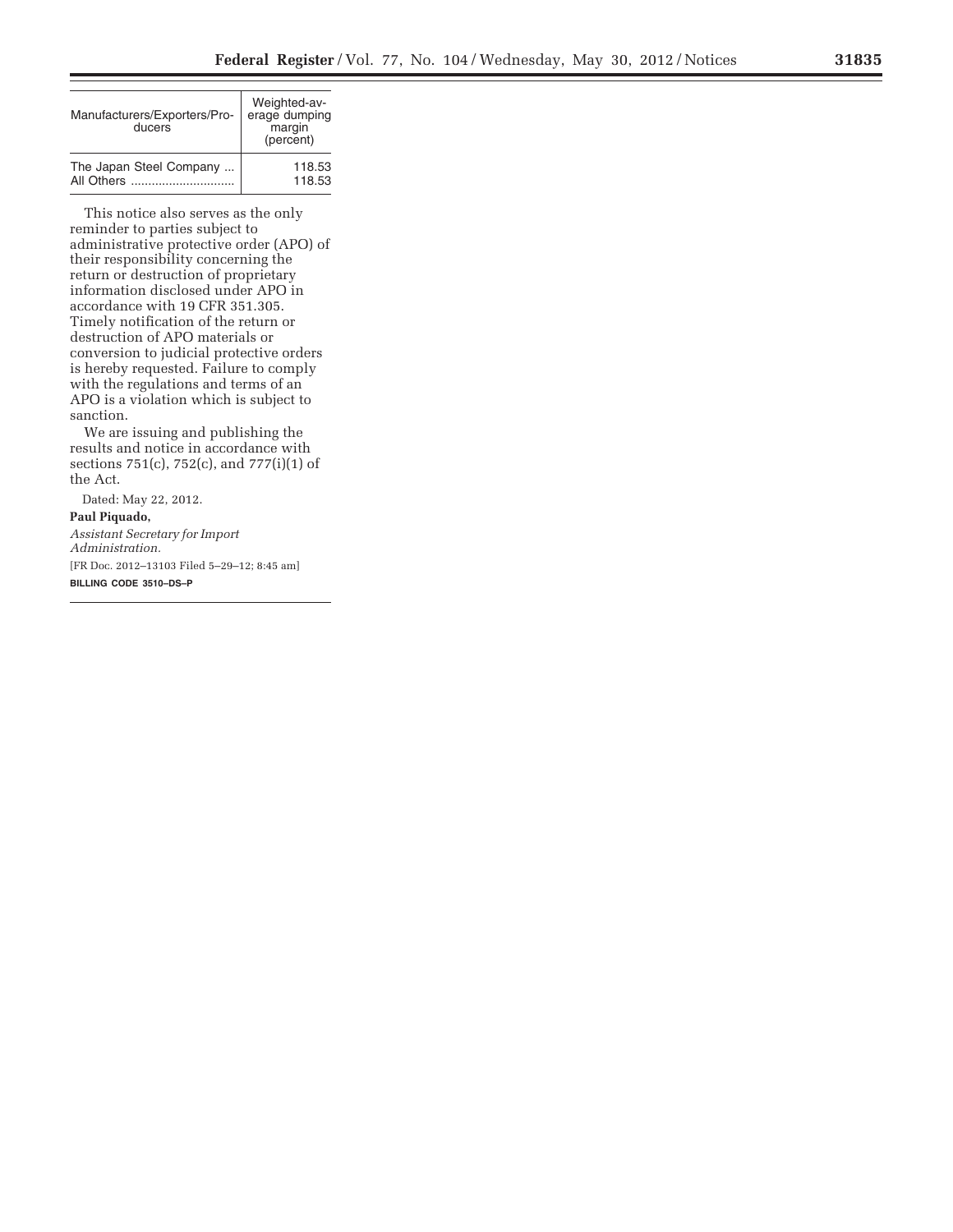| Manufacturers/Exporters/Producers | Weighted-average dumping margin (percent) |
|---|---|
| The Japan Steel Company ... | 118.53 |
| All Others ............................. | 118.53 |

This notice also serves as the only reminder to parties subject to administrative protective order (APO) of their responsibility concerning the return or destruction of proprietary information disclosed under APO in accordance with 19 CFR 351.305. Timely notification of the return or destruction of APO materials or conversion to judicial protective orders is hereby requested. Failure to comply with the regulations and terms of an APO is a violation which is subject to sanction.

We are issuing and publishing the results and notice in accordance with sections 751(c), 752(c), and 777(i)(1) of the Act.

Dated: May 22, 2012.

**Paul Piquado,**

*Assistant Secretary for Import Administration.*

[FR Doc. 2012–13103 Filed 5–29–12; 8:45 am]

**BILLING CODE 3510–DS–P**